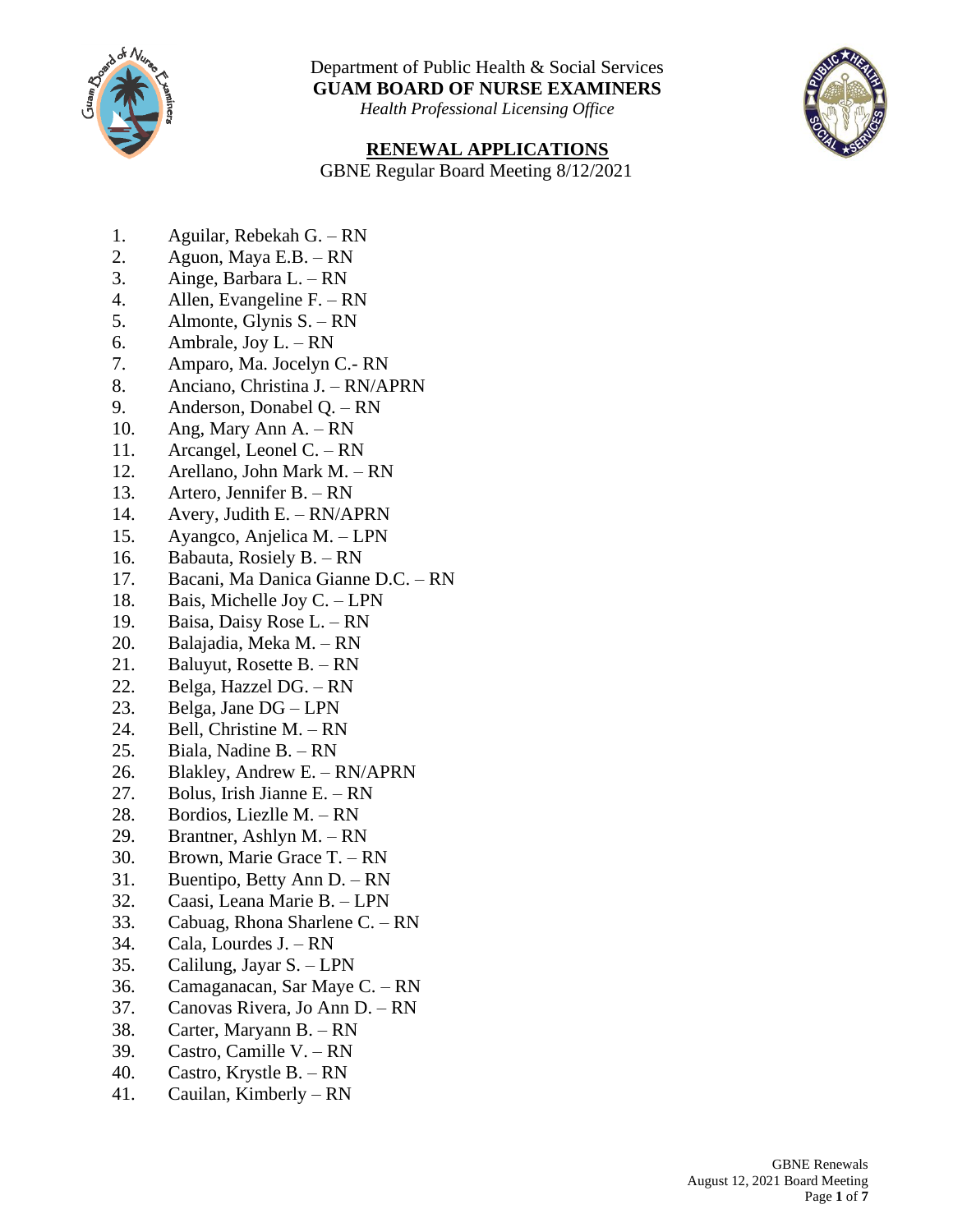Department of Public Health & Social Services

**GUAM BOARD OF NURSE EXAMINERS**

*Health Professional Licensing Office*

## RENEWAL APPLICATIONS

GBNE Regular Board Meeting 8/12/2021

1. Aguilar, Rebekah G. – RN
2. Aguon, Maya E.B. – RN
3. Ainge, Barbara L. – RN
4. Allen, Evangeline F. – RN
5. Almonte, Glynis S. – RN
6. Ambrale, Joy L. – RN
7. Amparo, Ma. Jocelyn C.- RN
8. Anciano, Christina J. – RN/APRN
9. Anderson, Donabel Q. – RN
10. Ang, Mary Ann A. – RN
11. Arcangel, Leonel C. – RN
12. Arellano, John Mark M. – RN
13. Artero, Jennifer B. – RN
14. Avery, Judith E. – RN/APRN
15. Ayangco, Anjelica M. – LPN
16. Babauta, Rosiely B. – RN
17. Bacani, Ma Danica Gianne D.C. – RN
18. Bais, Michelle Joy C. – LPN
19. Baisa, Daisy Rose L. – RN
20. Balajadia, Meka M. – RN
21. Baluyut, Rosette B. – RN
22. Belga, Hazzel DG. – RN
23. Belga, Jane DG – LPN
24. Bell, Christine M. – RN
25. Biala, Nadine B. – RN
26. Blakley, Andrew E. – RN/APRN
27. Bolus, Irish Jianne E. – RN
28. Bordios, Liezlle M. – RN
29. Brantner, Ashlyn M. – RN
30. Brown, Marie Grace T. – RN
31. Buentipo, Betty Ann D. – RN
32. Caasi, Leana Marie B. – LPN
33. Cabuag, Rhona Sharlene C. – RN
34. Cala, Lourdes J. – RN
35. Calilung, Jayar S. – LPN
36. Camaganacan, Sar Maye C. – RN
37. Canovas Rivera, Jo Ann D. – RN
38. Carter, Maryann B. – RN
39. Castro, Camille V. – RN
40. Castro, Krystle B. – RN
41. Cauilan, Kimberly – RN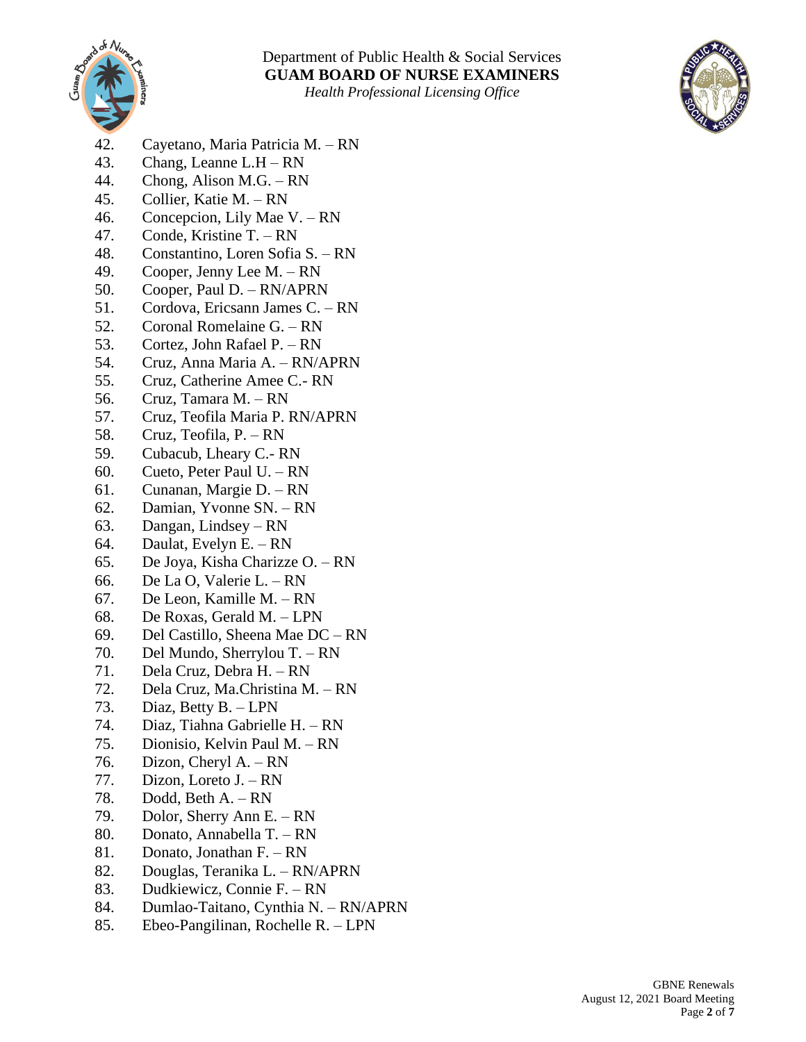Department of Public Health & Social Services
**GUAM BOARD OF NURSE EXAMINERS**
*Health Professional Licensing Office*

42. Cayetano, Maria Patricia M. – RN
43. Chang, Leanne L.H – RN
44. Chong, Alison M.G. – RN
45. Collier, Katie M. – RN
46. Concepcion, Lily Mae V. – RN
47. Conde, Kristine T. – RN
48. Constantino, Loren Sofia S. – RN
49. Cooper, Jenny Lee M. – RN
50. Cooper, Paul D. – RN/APRN
51. Cordova, Ericsann James C. – RN
52. Coronal Romelaine G. – RN
53. Cortez, John Rafael P. – RN
54. Cruz, Anna Maria A. – RN/APRN
55. Cruz, Catherine Amee C.- RN
56. Cruz, Tamara M. – RN
57. Cruz, Teofila Maria P. RN/APRN
58. Cruz, Teofila, P. – RN
59. Cubacub, Lheary C.- RN
60. Cueto, Peter Paul U. – RN
61. Cunanan, Margie D. – RN
62. Damian, Yvonne SN. – RN
63. Dangan, Lindsey – RN
64. Daulat, Evelyn E. – RN
65. De Joya, Kisha Charizze O. – RN
66. De La O, Valerie L. – RN
67. De Leon, Kamille M. – RN
68. De Roxas, Gerald M. – LPN
69. Del Castillo, Sheena Mae DC – RN
70. Del Mundo, Sherrylou T. – RN
71. Dela Cruz, Debra H. – RN
72. Dela Cruz, Ma.Christina M. – RN
73. Diaz, Betty B. – LPN
74. Diaz, Tiahna Gabrielle H. – RN
75. Dionisio, Kelvin Paul M. – RN
76. Dizon, Cheryl A. – RN
77. Dizon, Loreto J. – RN
78. Dodd, Beth A. – RN
79. Dolor, Sherry Ann E. – RN
80. Donato, Annabella T. – RN
81. Donato, Jonathan F. – RN
82. Douglas, Teranika L. – RN/APRN
83. Dudkiewicz, Connie F. – RN
84. Dumlao-Taitano, Cynthia N. – RN/APRN
85. Ebeo-Pangilinan, Rochelle R. – LPN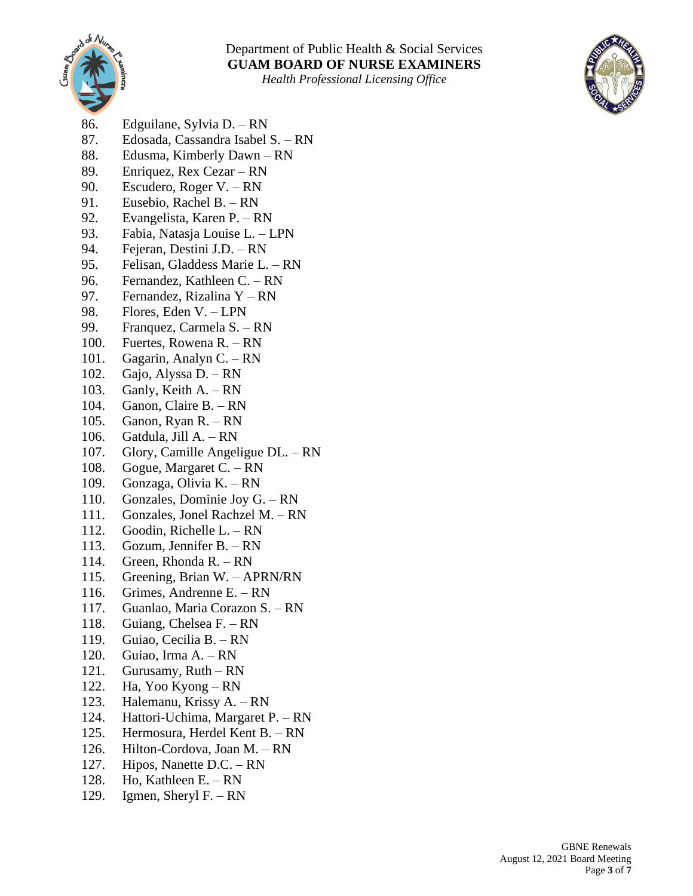Department of Public Health & Social Services
**GUAM BOARD OF NURSE EXAMINERS**
*Health Professional Licensing Office*

86. Edguilane, Sylvia D. – RN
87. Edosada, Cassandra Isabel S. – RN
88. Edusma, Kimberly Dawn – RN
89. Enriquez, Rex Cezar – RN
90. Escudero, Roger V. – RN
91. Eusebio, Rachel B. – RN
92. Evangelista, Karen P. – RN
93. Fabia, Natasja Louise L. – LPN
94. Fejeran, Destini J.D. – RN
95. Felisan, Gladdess Marie L. – RN
96. Fernandez, Kathleen C. – RN
97. Fernandez, Rizalina Y – RN
98. Flores, Eden V. – LPN
99. Franquez, Carmela S. – RN
100. Fuertes, Rowena R. – RN
101. Gagarin, Analyn C. – RN
102. Gajo, Alyssa D. – RN
103. Ganly, Keith A. – RN
104. Ganon, Claire B. – RN
105. Ganon, Ryan R. – RN
106. Gatdula, Jill A. – RN
107. Glory, Camille Angeligue DL. – RN
108. Gogue, Margaret C. – RN
109. Gonzaga, Olivia K. – RN
110. Gonzales, Dominie Joy G. – RN
111. Gonzales, Jonel Rachzel M. – RN
112. Goodin, Richelle L. – RN
113. Gozum, Jennifer B. – RN
114. Green, Rhonda R. – RN
115. Greening, Brian W. – APRN/RN
116. Grimes, Andrenne E. – RN
117. Guanlao, Maria Corazon S. – RN
118. Guiang, Chelsea F. – RN
119. Guiao, Cecilia B. – RN
120. Guiao, Irma A. – RN
121. Gurusamy, Ruth – RN
122. Ha, Yoo Kyong – RN
123. Halemanu, Krissy A. – RN
124. Hattori-Uchima, Margaret P. – RN
125. Hermosura, Herdel Kent B. – RN
126. Hilton-Cordova, Joan M. – RN
127. Hipos, Nanette D.C. – RN
128. Ho, Kathleen E. – RN
129. Igmen, Sheryl F. – RN

GBNE Renewals
August 12, 2021 Board Meeting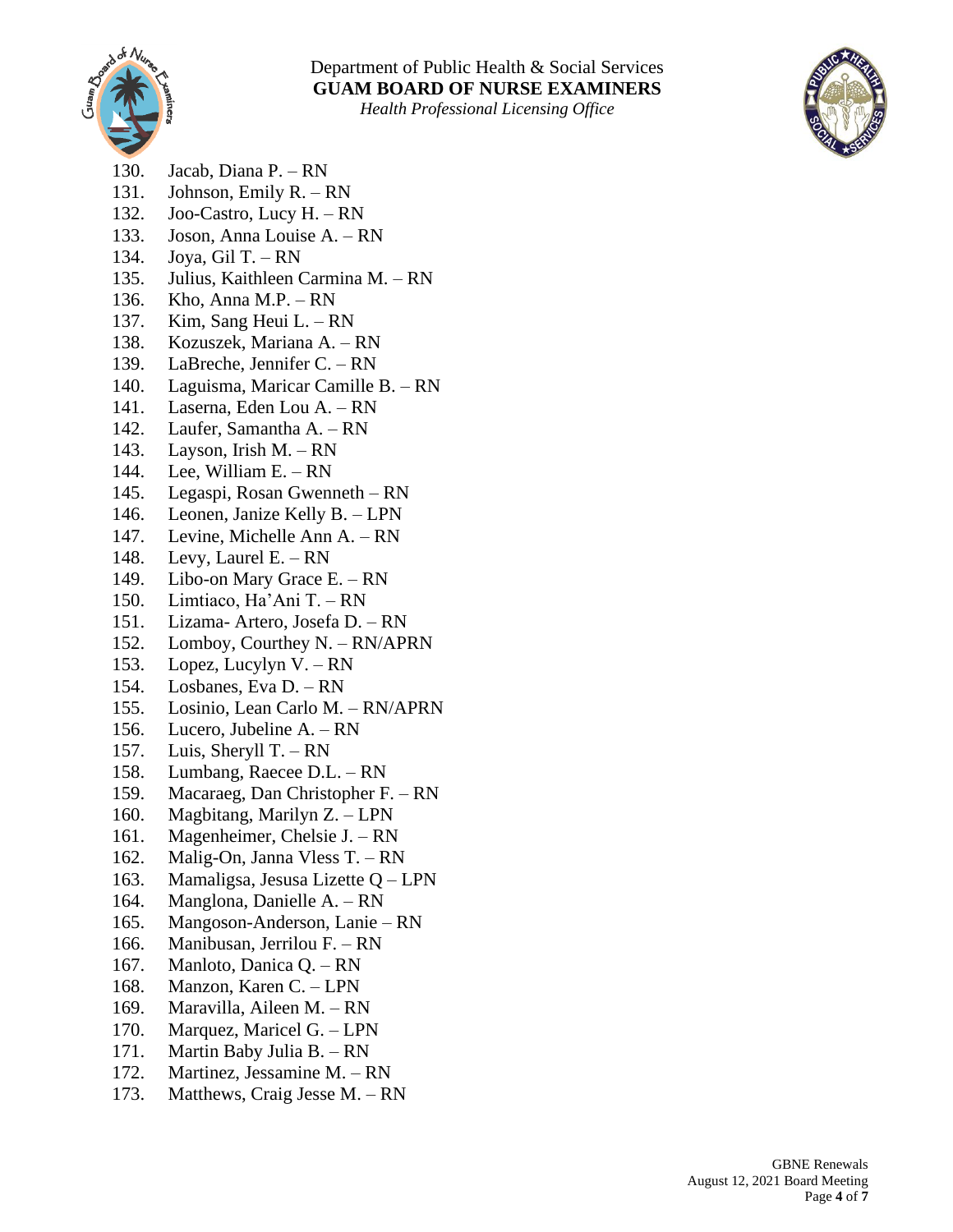130. Jacab, Diana P. – RN
131. Johnson, Emily R. – RN
132. Joo-Castro, Lucy H. – RN
133. Joson, Anna Louise A. – RN
134. Joya, Gil T. – RN
135. Julius, Kaithleen Carmina M. – RN
136. Kho, Anna M.P. – RN
137. Kim, Sang Heui L. – RN
138. Kozuszek, Mariana A. – RN
139. LaBreche, Jennifer C. – RN
140. Laguisma, Maricar Camille B. – RN
141. Laserna, Eden Lou A. – RN
142. Laufer, Samantha A. – RN
143. Layson, Irish M. – RN
144. Lee, William E. – RN
145. Legaspi, Rosan Gwenneth – RN
146. Leonen, Janize Kelly B. – LPN
147. Levine, Michelle Ann A. – RN
148. Levy, Laurel E. – RN
149. Libo-on Mary Grace E. – RN
150. Limtiaco, Ha'Ani T. – RN
151. Lizama- Artero, Josefa D. – RN
152. Lomboy, Courthey N. – RN/APRN
153. Lopez, Lucylyn V. – RN
154. Losbanes, Eva D. – RN
155. Losinio, Lean Carlo M. – RN/APRN
156. Lucero, Jubeline A. – RN
157. Luis, Sheryll T. – RN
158. Lumbang, Raecee D.L. – RN
159. Macaraeg, Dan Christopher F. – RN
160. Magbitang, Marilyn Z. – LPN
161. Magenheimer, Chelsie J. – RN
162. Malig-On, Janna Vless T. – RN
163. Mamaligsa, Jesusa Lizette Q – LPN
164. Manglona, Danielle A. – RN
165. Mangoson-Anderson, Lanie – RN
166. Manibusan, Jerrilou F. – RN
167. Manloto, Danica Q. – RN
168. Manzon, Karen C. – LPN
169. Maravilla, Aileen M. – RN
170. Marquez, Maricel G. – LPN
171. Martin Baby Julia B. – RN
172. Martinez, Jessamine M. – RN
173. Matthews, Craig Jesse M. – RN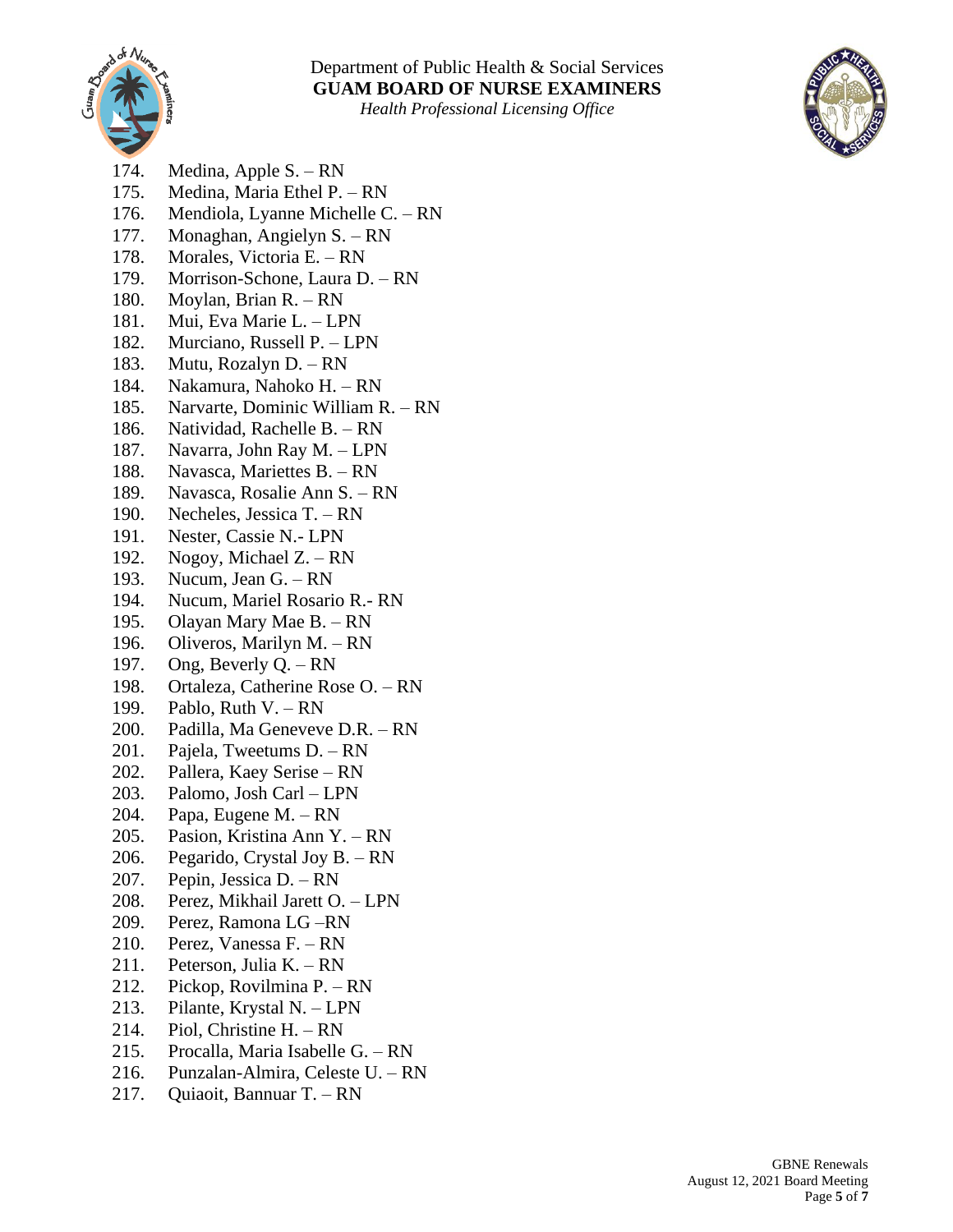174. Medina, Apple S. – RN
175. Medina, Maria Ethel P. – RN
176. Mendiola, Lyanne Michelle C. – RN
177. Monaghan, Angielyn S. – RN
178. Morales, Victoria E. – RN
179. Morrison-Schone, Laura D. – RN
180. Moylan, Brian R. – RN
181. Mui, Eva Marie L. – LPN
182. Murciano, Russell P. – LPN
183. Mutu, Rozalyn D. – RN
184. Nakamura, Nahoko H. – RN
185. Narvarte, Dominic William R. – RN
186. Natividad, Rachelle B. – RN
187. Navarra, John Ray M. – LPN
188. Navasca, Mariettes B. – RN
189. Navasca, Rosalie Ann S. – RN
190. Necheles, Jessica T. – RN
191. Nester, Cassie N.- LPN
192. Nogoy, Michael Z. – RN
193. Nucum, Jean G. – RN
194. Nucum, Mariel Rosario R.- RN
195. Olayan Mary Mae B. – RN
196. Oliveros, Marilyn M. – RN
197. Ong, Beverly Q. – RN
198. Ortaleza, Catherine Rose O. – RN
199. Pablo, Ruth V. – RN
200. Padilla, Ma Geneveve D.R. – RN
201. Pajela, Tweetums D. – RN
202. Pallera, Kaey Serise – RN
203. Palomo, Josh Carl – LPN
204. Papa, Eugene M. – RN
205. Pasion, Kristina Ann Y. – RN
206. Pegarido, Crystal Joy B. – RN
207. Pepin, Jessica D. – RN
208. Perez, Mikhail Jarett O. – LPN
209. Perez, Ramona LG –RN
210. Perez, Vanessa F. – RN
211. Peterson, Julia K. – RN
212. Pickop, Rovilmina P. – RN
213. Pilante, Krystal N. – LPN
214. Piol, Christine H. – RN
215. Procalla, Maria Isabelle G. – RN
216. Punzalan-Almira, Celeste U. – RN
217. Quiaoit, Bannuar T. – RN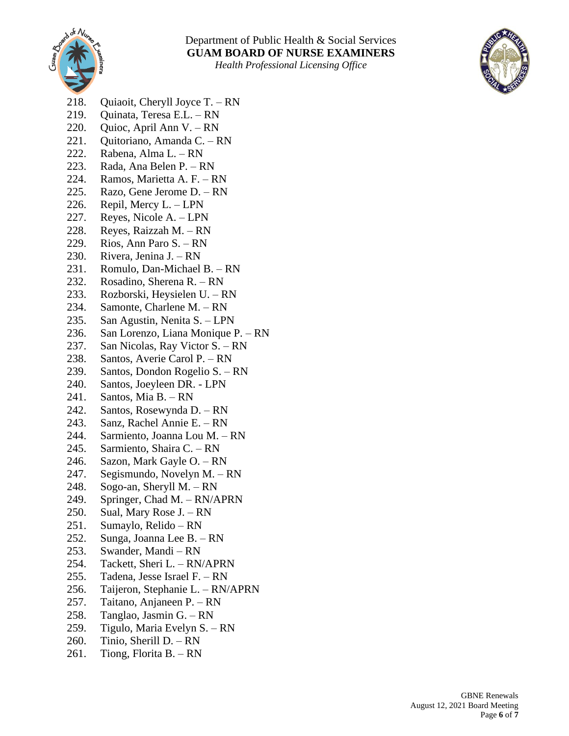Department of Public Health & Social Services
**GUAM BOARD OF NURSE EXAMINERS**
*Health Professional Licensing Office*

218. Quiaoit, Cheryll Joyce T. – RN
219. Quinata, Teresa E.L. – RN
220. Quioc, April Ann V. – RN
221. Quitoriano, Amanda C. – RN
222. Rabena, Alma L. – RN
223. Rada, Ana Belen P. – RN
224. Ramos, Marietta A. F. – RN
225. Razo, Gene Jerome D. – RN
226. Repil, Mercy L. – LPN
227. Reyes, Nicole A. – LPN
228. Reyes, Raizzah M. – RN
229. Rios, Ann Paro S. – RN
230. Rivera, Jenina J. – RN
231. Romulo, Dan-Michael B. – RN
232. Rosadino, Sherena R. – RN
233. Rozborski, Heysielen U. – RN
234. Samonte, Charlene M. – RN
235. San Agustin, Nenita S. – LPN
236. San Lorenzo, Liana Monique P. – RN
237. San Nicolas, Ray Victor S. – RN
238. Santos, Averie Carol P. – RN
239. Santos, Dondon Rogelio S. – RN
240. Santos, Joeyleen DR. - LPN
241. Santos, Mia B. – RN
242. Santos, Rosewynda D. – RN
243. Sanz, Rachel Annie E. – RN
244. Sarmiento, Joanna Lou M. – RN
245. Sarmiento, Shaira C. – RN
246. Sazon, Mark Gayle O. – RN
247. Segismundo, Novelyn M. – RN
248. Sogo-an, Sheryll M. – RN
249. Springer, Chad M. – RN/APRN
250. Sual, Mary Rose J. – RN
251. Sumaylo, Relido – RN
252. Sunga, Joanna Lee B. – RN
253. Swander, Mandi – RN
254. Tackett, Sheri L. – RN/APRN
255. Tadena, Jesse Israel F. – RN
256. Taijeron, Stephanie L. – RN/APRN
257. Taitano, Anjaneen P. – RN
258. Tanglao, Jasmin G. – RN
259. Tigulo, Maria Evelyn S. – RN
260. Tinio, Sherill D. – RN
261. Tiong, Florita B. – RN

GBNE Renewals
August 12, 2021 Board Meeting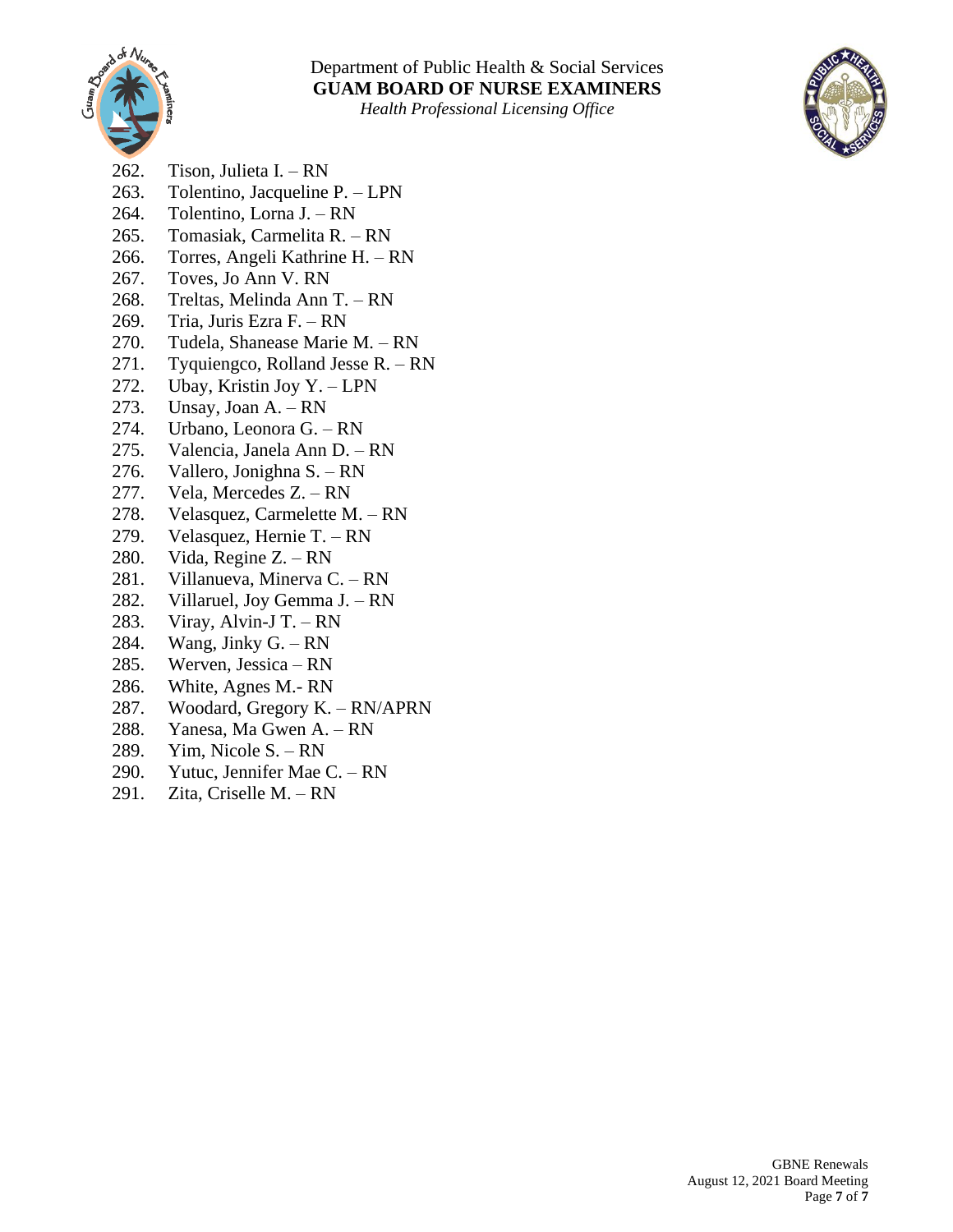Department of Public Health & Social Services
**GUAM BOARD OF NURSE EXAMINERS**
*Health Professional Licensing Office*

262. Tison, Julieta I. – RN
263. Tolentino, Jacqueline P. – LPN
264. Tolentino, Lorna J. – RN
265. Tomasiak, Carmelita R. – RN
266. Torres, Angeli Kathrine H. – RN
267. Toves, Jo Ann V. RN
268. Treltas, Melinda Ann T. – RN
269. Tria, Juris Ezra F. – RN
270. Tudela, Shanease Marie M. – RN
271. Tyquiengco, Rolland Jesse R. – RN
272. Ubay, Kristin Joy Y. – LPN
273. Unsay, Joan A. – RN
274. Urbano, Leonora G. – RN
275. Valencia, Janela Ann D. – RN
276. Vallero, Jonighna S. – RN
277. Vela, Mercedes Z. – RN
278. Velasquez, Carmelette M. – RN
279. Velasquez, Hernie T. – RN
280. Vida, Regine Z. – RN
281. Villanueva, Minerva C. – RN
282. Villaruel, Joy Gemma J. – RN
283. Viray, Alvin-J T. – RN
284. Wang, Jinky G. – RN
285. Werven, Jessica – RN
286. White, Agnes M.- RN
287. Woodard, Gregory K. – RN/APRN
288. Yanesa, Ma Gwen A. – RN
289. Yim, Nicole S. – RN
290. Yutuc, Jennifer Mae C. – RN
291. Zita, Criselle M. – RN